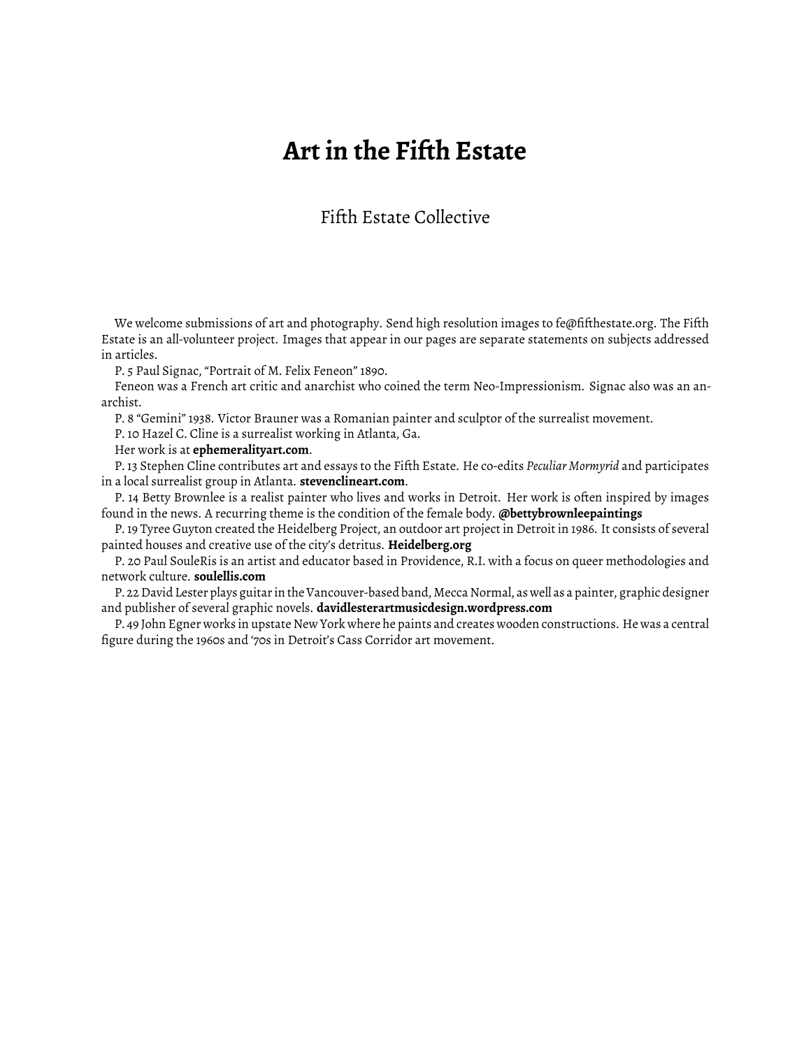# Art in the Fifth Estate

Fifth Estate Collective

We welcome submissions of art and photography. Send high resolution images to fe@fifthestate.org. The Fifth Estate is an all-volunteer project. Images that appear in our pages are separate statements on subjects addressed in articles.

P. 5 Paul Signac, "Portrait of M. Felix Feneon" 1890.

Feneon was a French art critic and anarchist who coined the term Neo-Impressionism. Signac also was an anarchist.

P. 8 "Gemini" 1938. Victor Brauner was a Romanian painter and sculptor of the surrealist movement.

P. 10 Hazel C. Cline is a surrealist working in Atlanta, Ga.

Her work is at **ephemeralityart.com**.

P. 13 Stephen Cline contributes art and essays to the Fifth Estate. He co-edits *Peculiar Mormyrid* and participates in a local surrealist group in Atlanta. **stevenclineart.com**.

P. 14 Betty Brownlee is a realist painter who lives and works in Detroit. Her work is often inspired by images found in the news. A recurring theme is the condition of the female body. **@bettybrownleepaintings**

P. 19 Tyree Guyton created the Heidelberg Project, an outdoor art project in Detroit in 1986. It consists of several painted houses and creative use of the city's detritus. **Heidelberg.org**

P. 20 Paul SouleRis is an artist and educator based in Providence, R.I. with a focus on queer methodologies and network culture. **soulellis.com**

P. 22 David Lester plays guitar in the Vancouver-based band, Mecca Normal, as well as a painter, graphic designer and publisher of several graphic novels. **davidlesterartmusicdesign.wordpress.com**

P. 49 John Egner works in upstate New York where he paints and creates wooden constructions. He was a central figure during the 1960s and '70s in Detroit's Cass Corridor art movement.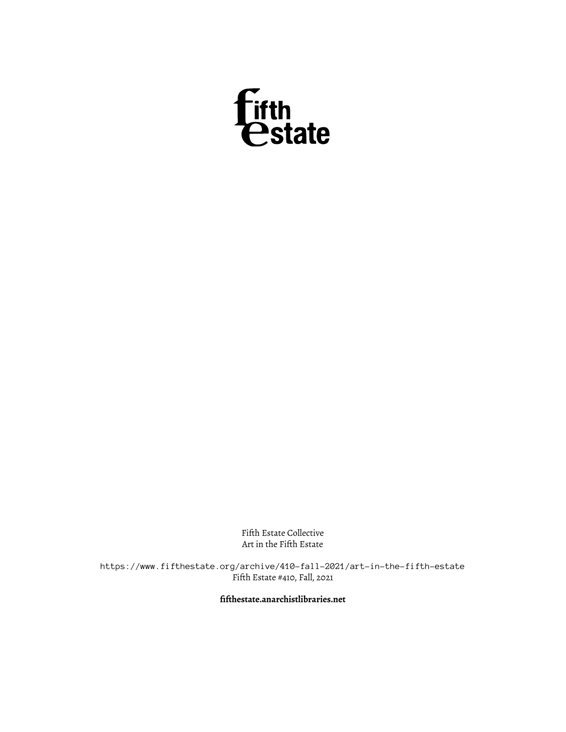Fifth Estate

Fifth Estate Collective
Art in the Fifth Estate

https://www.fifthestate.org/archive/410-fall-2021/art-in-the-fifth-estate
Fifth Estate #410, Fall, 2021

**fifthestate.anarchistlibraries.net**